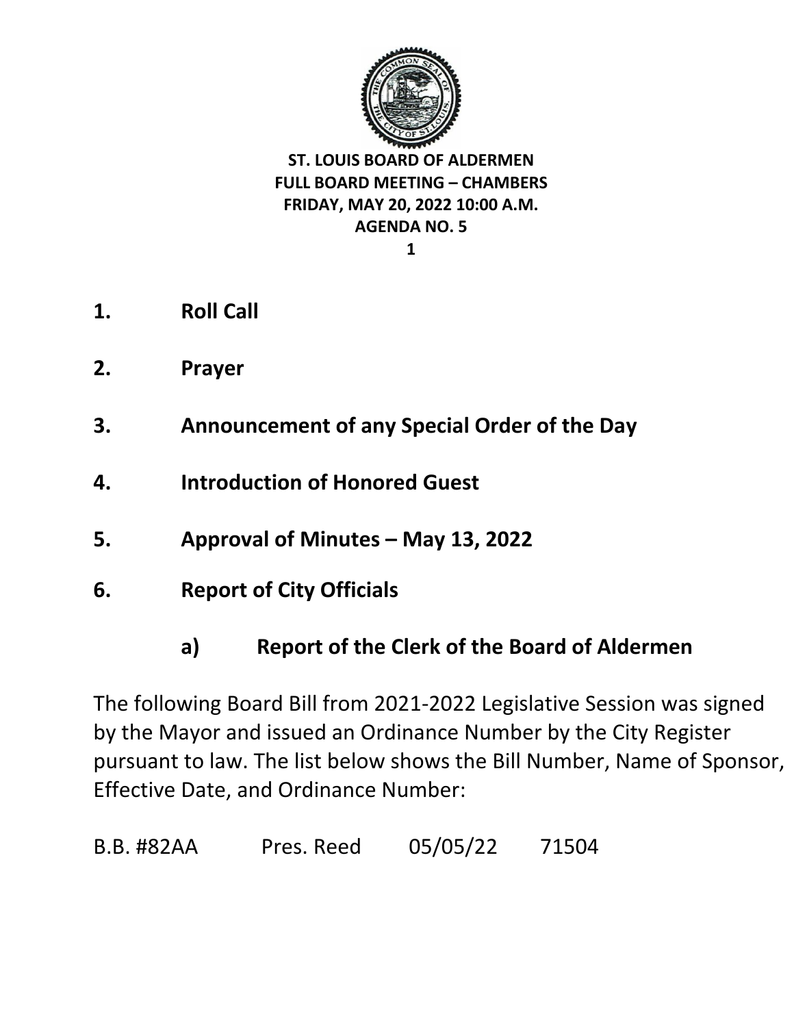**ST. LOUIS BOARD OF ALDERMEN**
**FULL BOARD MEETING – CHAMBERS**
**FRIDAY, MAY 20, 2022 10:00 A.M.**
**AGENDA NO. 5**

**1. Roll Call**

**2. Prayer**

**3. Announcement of any Special Order of the Day**

**4. Introduction of Honored Guest**

**5. Approval of Minutes – May 13, 2022**

**6. Report of City Officials**

**a) Report of the Clerk of the Board of Aldermen**

The following Board Bill from 2021-2022 Legislative Session was signed by the Mayor and issued an Ordinance Number by the City Register pursuant to law. The list below shows the Bill Number, Name of Sponsor, Effective Date, and Ordinance Number:

| | | | |
|---|---|---|---|
| B.B. #82AA | Pres. Reed | 05/05/22 | 71504 |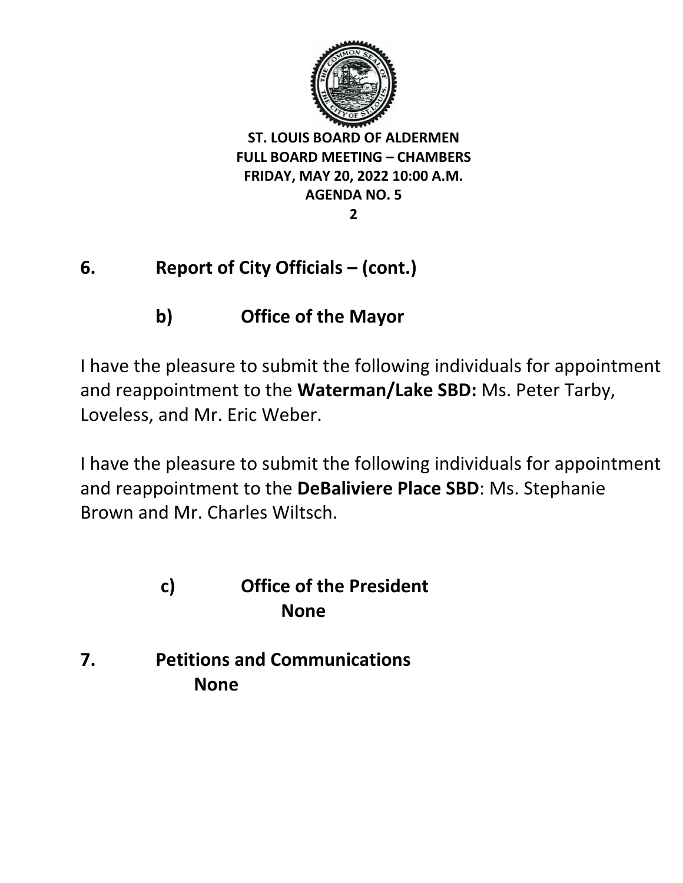**ST. LOUIS BOARD OF ALDERMEN**
**FULL BOARD MEETING – CHAMBERS**
**FRIDAY, MAY 20, 2022 10:00 A.M.**
**AGENDA NO. 5**

## 6. Report of City Officials – (cont.)

### b) Office of the Mayor

I have the pleasure to submit the following individuals for appointment and reappointment to the **Waterman/Lake SBD:** Ms. Peter Tarby, Loveless, and Mr. Eric Weber.

I have the pleasure to submit the following individuals for appointment and reappointment to the **DeBaliviere Place SBD**: Ms. Stephanie Brown and Mr. Charles Wiltsch.

### c) Office of the President

**None**

## 7. Petitions and Communications

**None**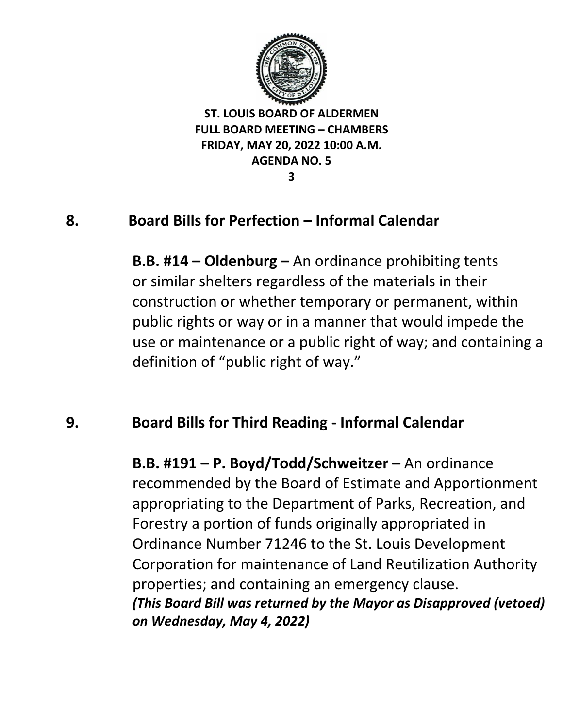**ST. LOUIS BOARD OF ALDERMEN**
**FULL BOARD MEETING – CHAMBERS**
**FRIDAY, MAY 20, 2022 10:00 A.M.**
**AGENDA NO. 5**

## 8. Board Bills for Perfection – Informal Calendar

**B.B. #14 – Oldenburg –** An ordinance prohibiting tents or similar shelters regardless of the materials in their construction or whether temporary or permanent, within public rights or way or in a manner that would impede the use or maintenance or a public right of way; and containing a definition of "public right of way."

## 9. Board Bills for Third Reading - Informal Calendar

**B.B. #191 – P. Boyd/Todd/Schweitzer –** An ordinance recommended by the Board of Estimate and Apportionment appropriating to the Department of Parks, Recreation, and Forestry a portion of funds originally appropriated in Ordinance Number 71246 to the St. Louis Development Corporation for maintenance of Land Reutilization Authority properties; and containing an emergency clause.
***(This Board Bill was returned by the Mayor as Disapproved (vetoed) on Wednesday, May 4, 2022)***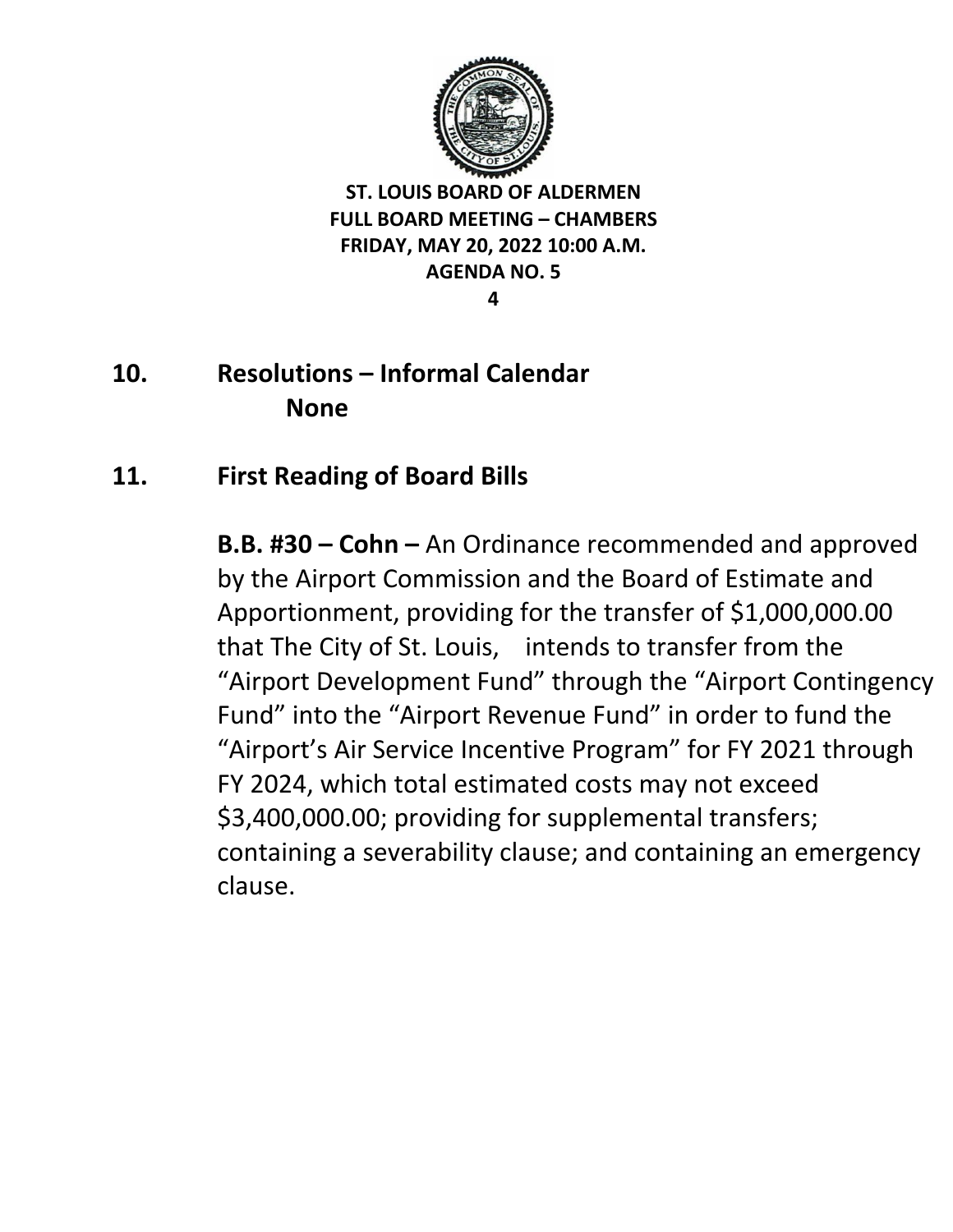**ST. LOUIS BOARD OF ALDERMEN**
**FULL BOARD MEETING – CHAMBERS**
**FRIDAY, MAY 20, 2022 10:00 A.M.**
**AGENDA NO. 5**

## 10. Resolutions – Informal Calendar

**None**

## 11. First Reading of Board Bills

**B.B. #30 – Cohn –** An Ordinance recommended and approved by the Airport Commission and the Board of Estimate and Apportionment, providing for the transfer of $1,000,000.00 that The City of St. Louis, intends to transfer from the "Airport Development Fund" through the "Airport Contingency Fund" into the "Airport Revenue Fund" in order to fund the "Airport's Air Service Incentive Program" for FY 2021 through FY 2024, which total estimated costs may not exceed $3,400,000.00; providing for supplemental transfers; containing a severability clause; and containing an emergency clause.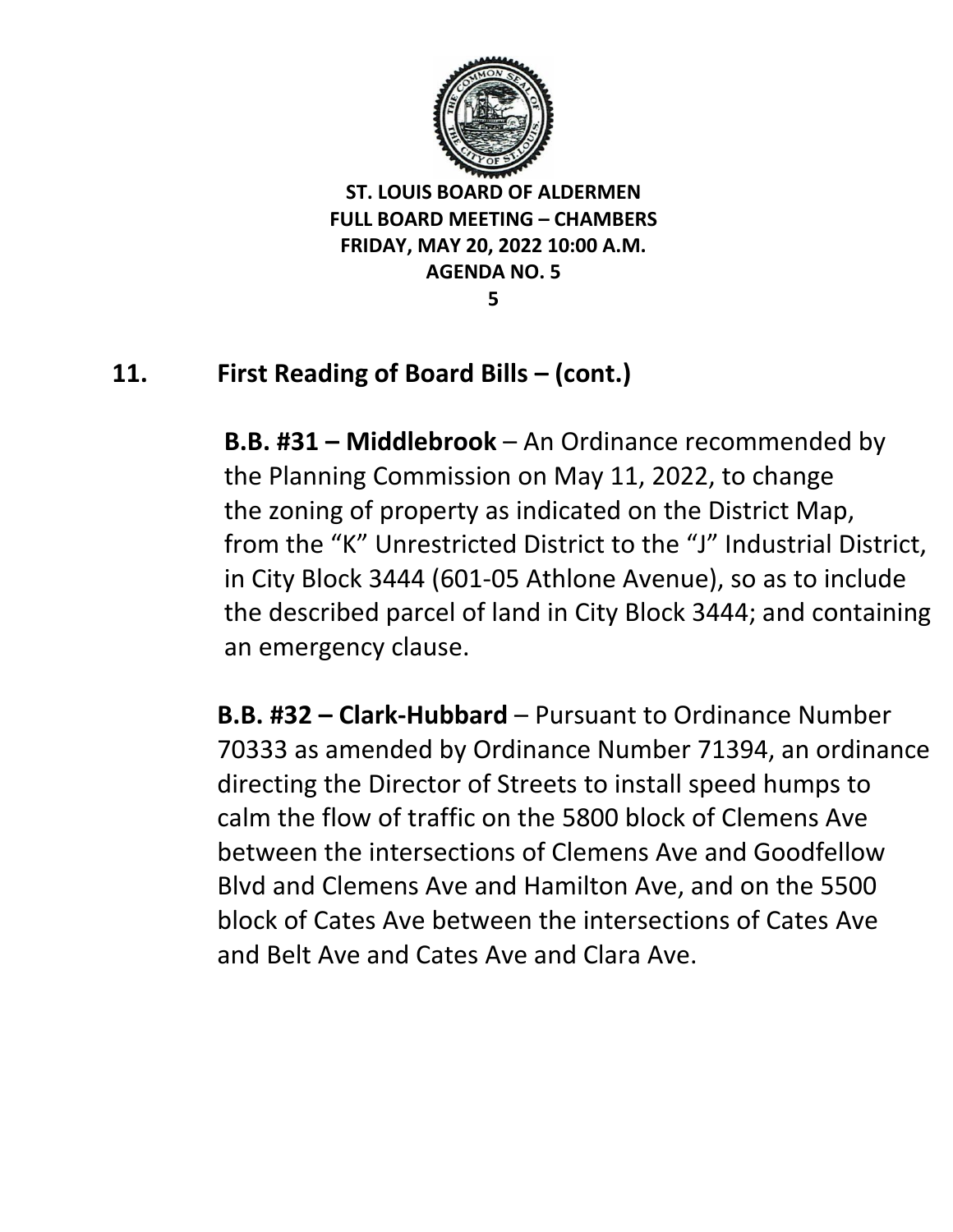ST. LOUIS BOARD OF ALDERMEN
FULL BOARD MEETING – CHAMBERS
FRIDAY, MAY 20, 2022 10:00 A.M.
AGENDA NO. 5

## 11. First Reading of Board Bills – (cont.)

**B.B. #31 – Middlebrook** – An Ordinance recommended by the Planning Commission on May 11, 2022, to change the zoning of property as indicated on the District Map, from the "K" Unrestricted District to the "J" Industrial District, in City Block 3444 (601-05 Athlone Avenue), so as to include the described parcel of land in City Block 3444; and containing an emergency clause.

**B.B. #32 – Clark-Hubbard** – Pursuant to Ordinance Number 70333 as amended by Ordinance Number 71394, an ordinance directing the Director of Streets to install speed humps to calm the flow of traffic on the 5800 block of Clemens Ave between the intersections of Clemens Ave and Goodfellow Blvd and Clemens Ave and Hamilton Ave, and on the 5500 block of Cates Ave between the intersections of Cates Ave and Belt Ave and Cates Ave and Clara Ave.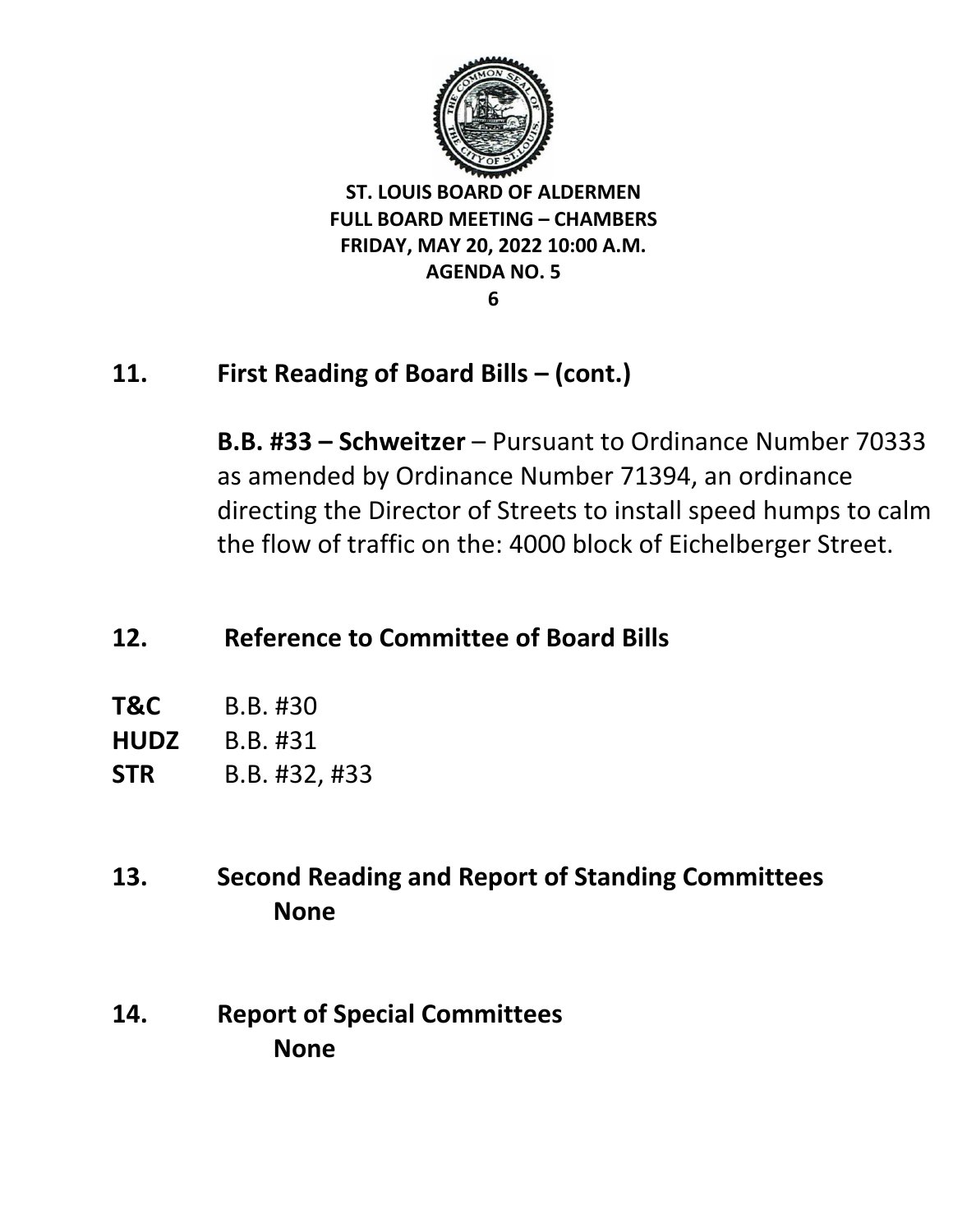**ST. LOUIS BOARD OF ALDERMEN**
**FULL BOARD MEETING – CHAMBERS**
**FRIDAY, MAY 20, 2022 10:00 A.M.**
**AGENDA NO. 5**

## 11. First Reading of Board Bills – (cont.)

**B.B. #33 – Schweitzer** – Pursuant to Ordinance Number 70333 as amended by Ordinance Number 71394, an ordinance directing the Director of Streets to install speed humps to calm the flow of traffic on the: 4000 block of Eichelberger Street.

## 12. Reference to Committee of Board Bills

**T&C** B.B. #30
**HUDZ** B.B. #31
**STR** B.B. #32, #33

## 13. Second Reading and Report of Standing Committees

**None**

## 14. Report of Special Committees

**None**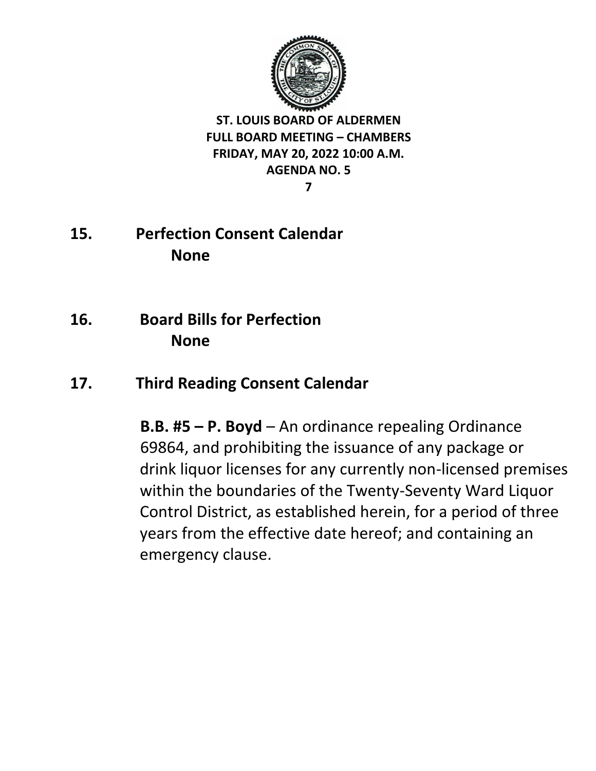**ST. LOUIS BOARD OF ALDERMEN**
**FULL BOARD MEETING – CHAMBERS**
**FRIDAY, MAY 20, 2022 10:00 A.M.**
**AGENDA NO. 5**

## 15. Perfection Consent Calendar

**None**

## 16. Board Bills for Perfection

**None**

## 17. Third Reading Consent Calendar

**B.B. #5 – P. Boyd** – An ordinance repealing Ordinance 69864, and prohibiting the issuance of any package or drink liquor licenses for any currently non-licensed premises within the boundaries of the Twenty-Seventy Ward Liquor Control District, as established herein, for a period of three years from the effective date hereof; and containing an emergency clause.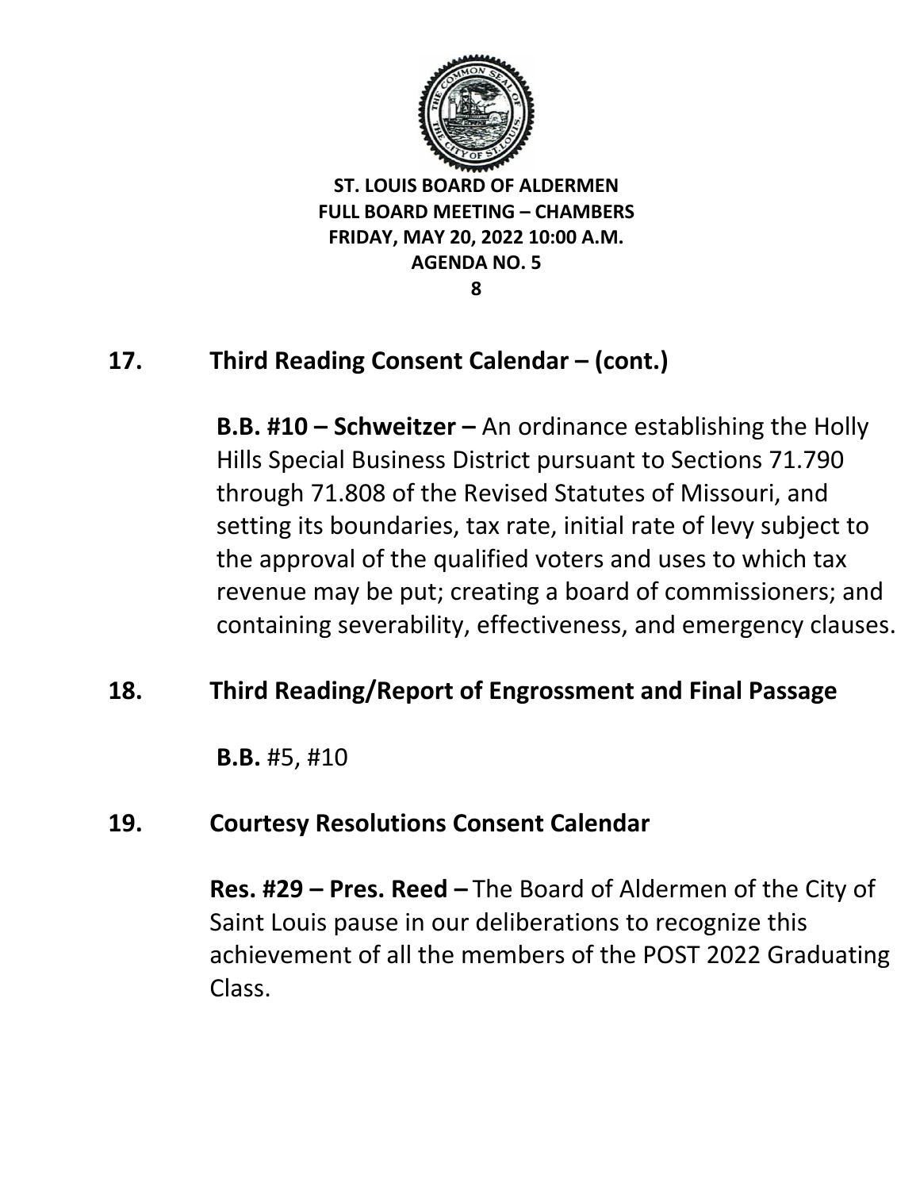**ST. LOUIS BOARD OF ALDERMEN**
**FULL BOARD MEETING – CHAMBERS**
**FRIDAY, MAY 20, 2022 10:00 A.M.**
**AGENDA NO. 5**

## 17. Third Reading Consent Calendar – (cont.)

**B.B. #10 – Schweitzer –** An ordinance establishing the Holly Hills Special Business District pursuant to Sections 71.790 through 71.808 of the Revised Statutes of Missouri, and setting its boundaries, tax rate, initial rate of levy subject to the approval of the qualified voters and uses to which tax revenue may be put; creating a board of commissioners; and containing severability, effectiveness, and emergency clauses.

## 18. Third Reading/Report of Engrossment and Final Passage

**B.B.** #5, #10

## 19. Courtesy Resolutions Consent Calendar

**Res. #29 – Pres. Reed –** The Board of Aldermen of the City of Saint Louis pause in our deliberations to recognize this achievement of all the members of the POST 2022 Graduating Class.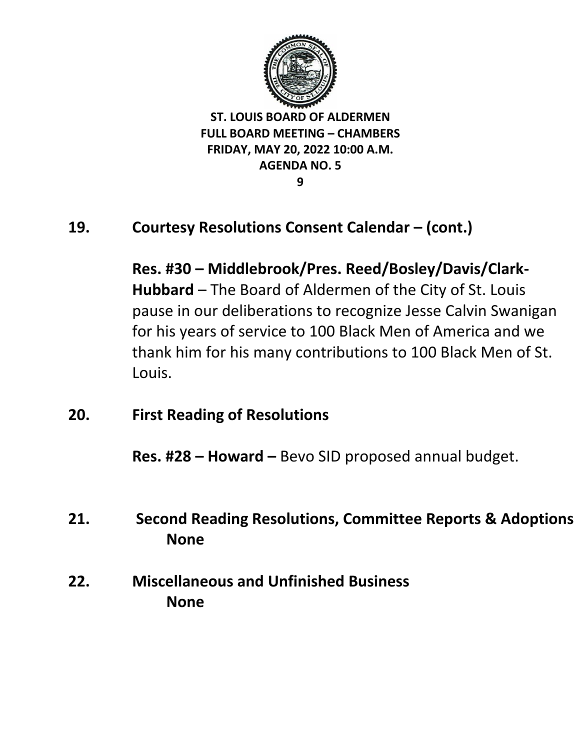**ST. LOUIS BOARD OF ALDERMEN**
**FULL BOARD MEETING – CHAMBERS**
**FRIDAY, MAY 20, 2022 10:00 A.M.**
**AGENDA NO. 5**

## 19. Courtesy Resolutions Consent Calendar – (cont.)

**Res. #30 – Middlebrook/Pres. Reed/Bosley/Davis/Clark-Hubbard** – The Board of Aldermen of the City of St. Louis pause in our deliberations to recognize Jesse Calvin Swanigan for his years of service to 100 Black Men of America and we thank him for his many contributions to 100 Black Men of St. Louis.

## 20. First Reading of Resolutions

**Res. #28 – Howard –** Bevo SID proposed annual budget.

## 21. Second Reading Resolutions, Committee Reports & Adoptions

**None**

## 22. Miscellaneous and Unfinished Business

**None**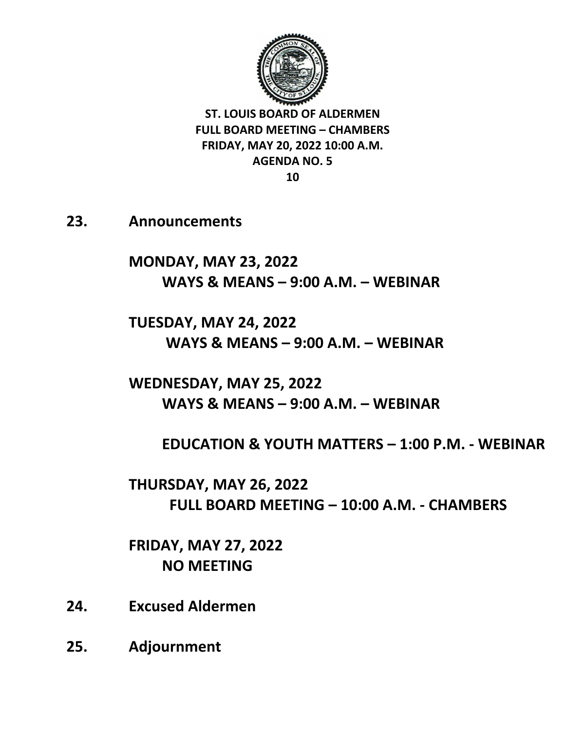**ST. LOUIS BOARD OF ALDERMEN**
**FULL BOARD MEETING – CHAMBERS**
**FRIDAY, MAY 20, 2022 10:00 A.M.**
**AGENDA NO. 5**

**23. Announcements**

**MONDAY, MAY 23, 2022**
**WAYS & MEANS – 9:00 A.M. – WEBINAR**

**TUESDAY, MAY 24, 2022**
**WAYS & MEANS – 9:00 A.M. – WEBINAR**

**WEDNESDAY, MAY 25, 2022**
**WAYS & MEANS – 9:00 A.M. – WEBINAR**

**EDUCATION & YOUTH MATTERS – 1:00 P.M. - WEBINAR**

**THURSDAY, MAY 26, 2022**
**FULL BOARD MEETING – 10:00 A.M. - CHAMBERS**

**FRIDAY, MAY 27, 2022**
**NO MEETING**

**24. Excused Aldermen**

**25. Adjournment**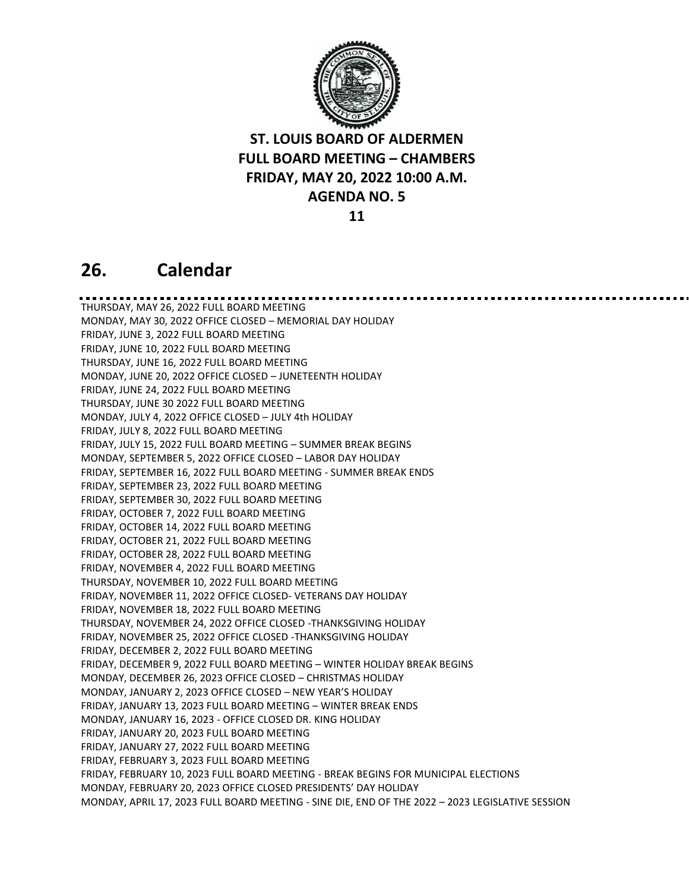**ST. LOUIS BOARD OF ALDERMEN**
**FULL BOARD MEETING – CHAMBERS**
**FRIDAY, MAY 20, 2022 10:00 A.M.**
**AGENDA NO. 5**

## 26. Calendar

THURSDAY, MAY 26, 2022 FULL BOARD MEETING
MONDAY, MAY 30, 2022 OFFICE CLOSED – MEMORIAL DAY HOLIDAY
FRIDAY, JUNE 3, 2022 FULL BOARD MEETING
FRIDAY, JUNE 10, 2022 FULL BOARD MEETING
THURSDAY, JUNE 16, 2022 FULL BOARD MEETING
MONDAY, JUNE 20, 2022 OFFICE CLOSED – JUNETEENTH HOLIDAY
FRIDAY, JUNE 24, 2022 FULL BOARD MEETING
THURSDAY, JUNE 30 2022 FULL BOARD MEETING
MONDAY, JULY 4, 2022 OFFICE CLOSED – JULY 4th HOLIDAY
FRIDAY, JULY 8, 2022 FULL BOARD MEETING
FRIDAY, JULY 15, 2022 FULL BOARD MEETING – SUMMER BREAK BEGINS
MONDAY, SEPTEMBER 5, 2022 OFFICE CLOSED – LABOR DAY HOLIDAY
FRIDAY, SEPTEMBER 16, 2022 FULL BOARD MEETING - SUMMER BREAK ENDS
FRIDAY, SEPTEMBER 23, 2022 FULL BOARD MEETING
FRIDAY, SEPTEMBER 30, 2022 FULL BOARD MEETING
FRIDAY, OCTOBER 7, 2022 FULL BOARD MEETING
FRIDAY, OCTOBER 14, 2022 FULL BOARD MEETING
FRIDAY, OCTOBER 21, 2022 FULL BOARD MEETING
FRIDAY, OCTOBER 28, 2022 FULL BOARD MEETING
FRIDAY, NOVEMBER 4, 2022 FULL BOARD MEETING
THURSDAY, NOVEMBER 10, 2022 FULL BOARD MEETING
FRIDAY, NOVEMBER 11, 2022 OFFICE CLOSED- VETERANS DAY HOLIDAY
FRIDAY, NOVEMBER 18, 2022 FULL BOARD MEETING
THURSDAY, NOVEMBER 24, 2022 OFFICE CLOSED -THANKSGIVING HOLIDAY
FRIDAY, NOVEMBER 25, 2022 OFFICE CLOSED -THANKSGIVING HOLIDAY
FRIDAY, DECEMBER 2, 2022 FULL BOARD MEETING
FRIDAY, DECEMBER 9, 2022 FULL BOARD MEETING – WINTER HOLIDAY BREAK BEGINS
MONDAY, DECEMBER 26, 2023 OFFICE CLOSED – CHRISTMAS HOLIDAY
MONDAY, JANUARY 2, 2023 OFFICE CLOSED – NEW YEAR'S HOLIDAY
FRIDAY, JANUARY 13, 2023 FULL BOARD MEETING – WINTER BREAK ENDS
MONDAY, JANUARY 16, 2023 - OFFICE CLOSED DR. KING HOLIDAY
FRIDAY, JANUARY 20, 2023 FULL BOARD MEETING
FRIDAY, JANUARY 27, 2022 FULL BOARD MEETING
FRIDAY, FEBRUARY 3, 2023 FULL BOARD MEETING
FRIDAY, FEBRUARY 10, 2023 FULL BOARD MEETING - BREAK BEGINS FOR MUNICIPAL ELECTIONS
MONDAY, FEBRUARY 20, 2023 OFFICE CLOSED PRESIDENTS' DAY HOLIDAY
MONDAY, APRIL 17, 2023 FULL BOARD MEETING - SINE DIE, END OF THE 2022 – 2023 LEGISLATIVE SESSION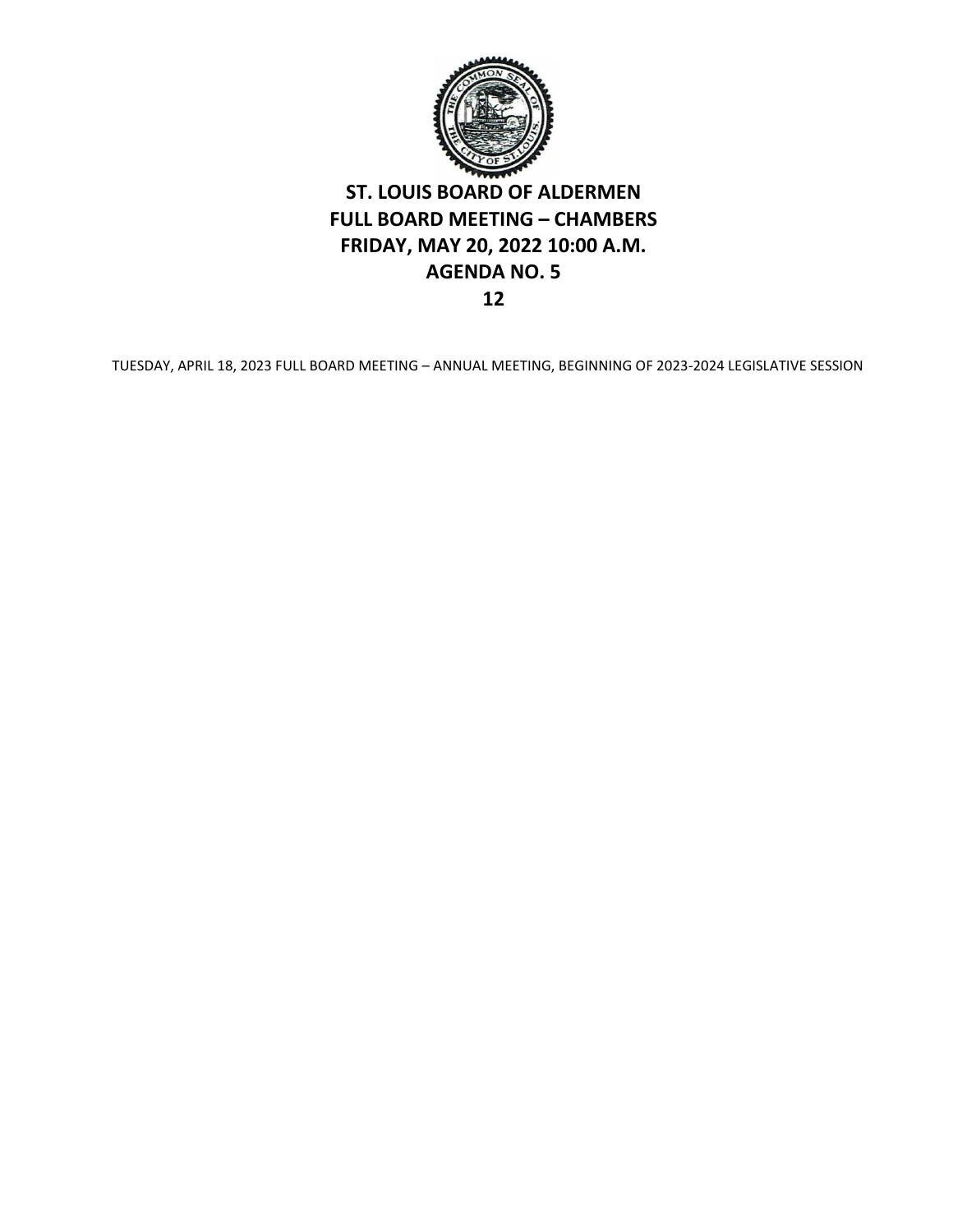# ST. LOUIS BOARD OF ALDERMEN
# FULL BOARD MEETING – CHAMBERS
# FRIDAY, MAY 20, 2022 10:00 A.M.
# AGENDA NO. 5

TUESDAY, APRIL 18, 2023 FULL BOARD MEETING – ANNUAL MEETING, BEGINNING OF 2023-2024 LEGISLATIVE SESSION